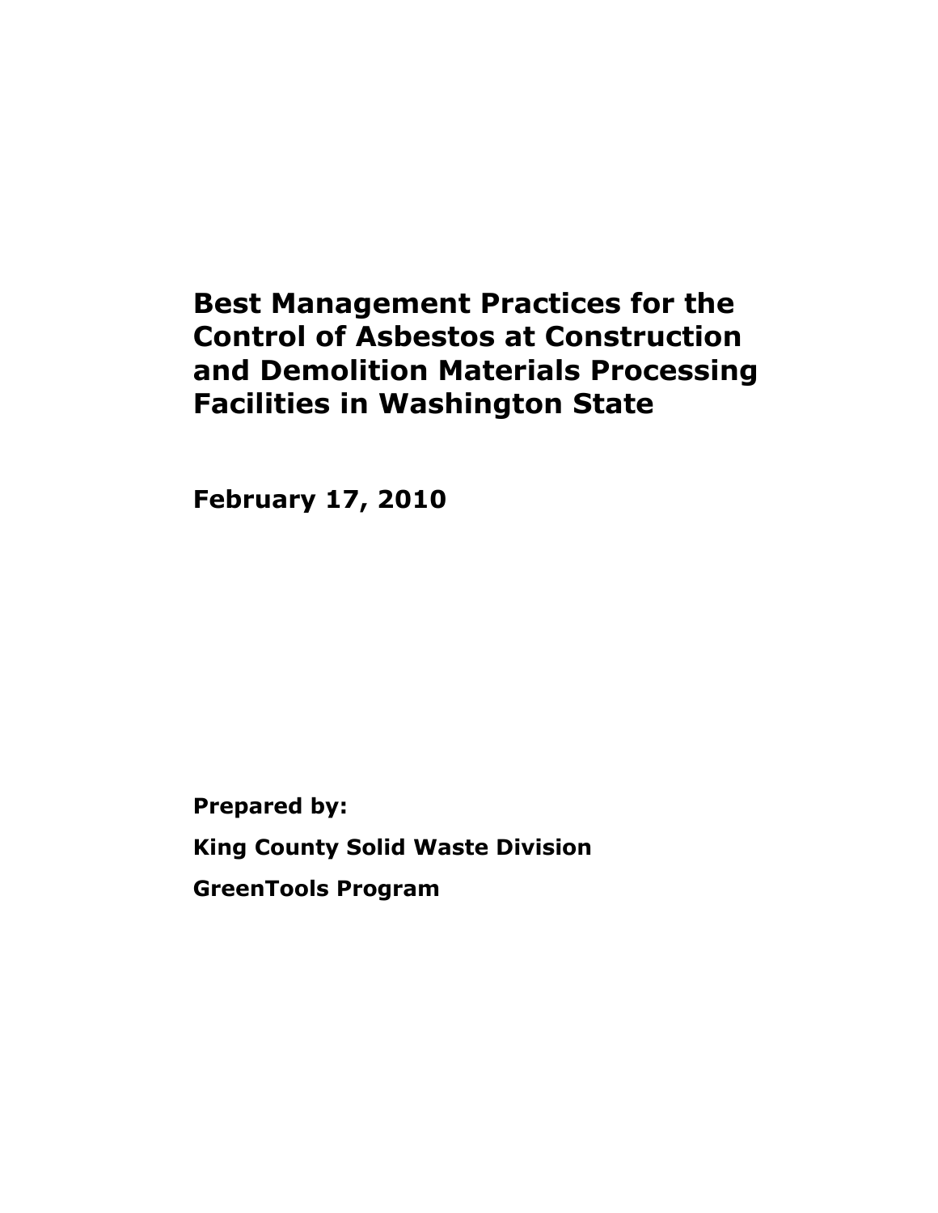# Best Management Practices for the Control of Asbestos at Construction and Demolition Materials Processing Facilities in Washington State

**February 17, 2010**

**Prepared by:**

**King County Solid Waste Division**

**GreenTools Program**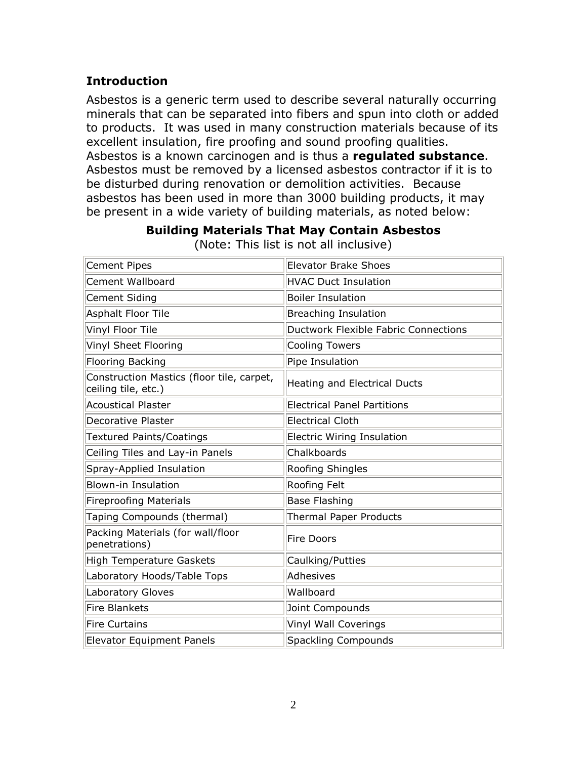## Introduction

Asbestos is a generic term used to describe several naturally occurring minerals that can be separated into fibers and spun into cloth or added to products. It was used in many construction materials because of its excellent insulation, fire proofing and sound proofing qualities. Asbestos is a known carcinogen and is thus a **regulated substance**. Asbestos must be removed by a licensed asbestos contractor if it is to be disturbed during renovation or demolition activities. Because asbestos has been used in more than 3000 building products, it may be present in a wide variety of building materials, as noted below:

**Building Materials That May Contain Asbestos**

(Note: This list is not all inclusive)

| | |
|---|---|
| Cement Pipes | Elevator Brake Shoes |
| Cement Wallboard | HVAC Duct Insulation |
| Cement Siding | Boiler Insulation |
| Asphalt Floor Tile | Breaching Insulation |
| Vinyl Floor Tile | Ductwork Flexible Fabric Connections |
| Vinyl Sheet Flooring | Cooling Towers |
| Flooring Backing | Pipe Insulation |
| Construction Mastics (floor tile, carpet, ceiling tile, etc.) | Heating and Electrical Ducts |
| Acoustical Plaster | Electrical Panel Partitions |
| Decorative Plaster | Electrical Cloth |
| Textured Paints/Coatings | Electric Wiring Insulation |
| Ceiling Tiles and Lay-in Panels | Chalkboards |
| Spray-Applied Insulation | Roofing Shingles |
| Blown-in Insulation | Roofing Felt |
| Fireproofing Materials | Base Flashing |
| Taping Compounds (thermal) | Thermal Paper Products |
| Packing Materials (for wall/floor penetrations) | Fire Doors |
| High Temperature Gaskets | Caulking/Putties |
| Laboratory Hoods/Table Tops | Adhesives |
| Laboratory Gloves | Wallboard |
| Fire Blankets | Joint Compounds |
| Fire Curtains | Vinyl Wall Coverings |
| Elevator Equipment Panels | Spackling Compounds |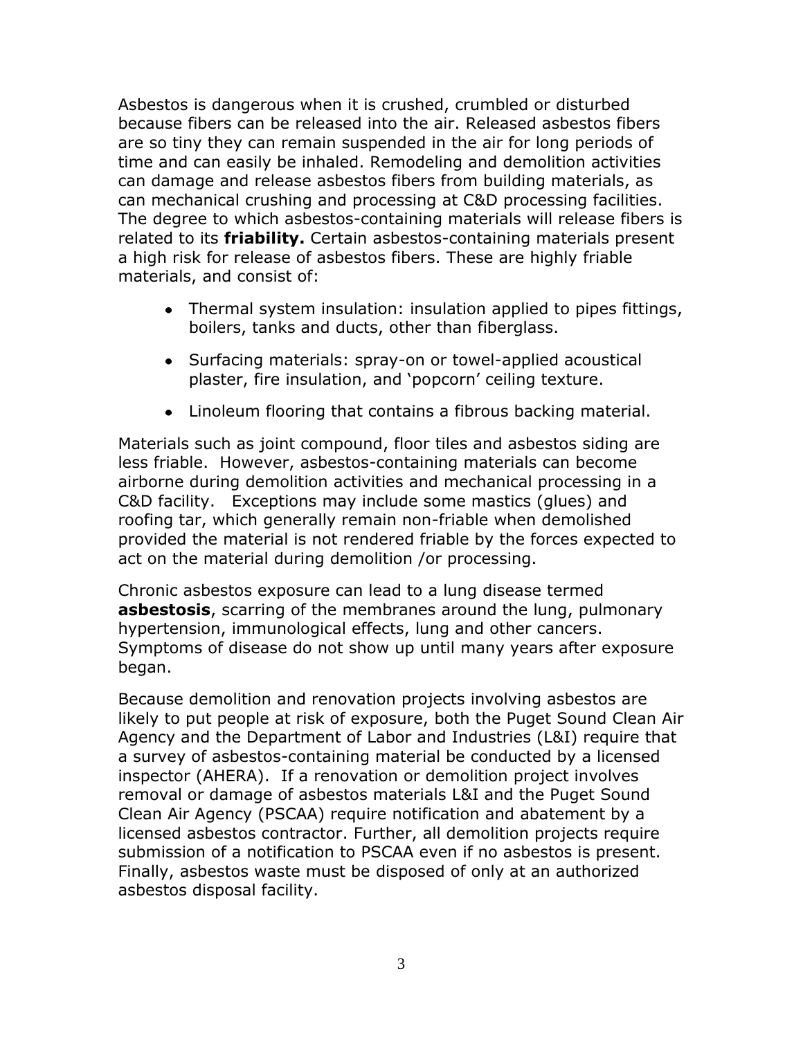Asbestos is dangerous when it is crushed, crumbled or disturbed because fibers can be released into the air. Released asbestos fibers are so tiny they can remain suspended in the air for long periods of time and can easily be inhaled. Remodeling and demolition activities can damage and release asbestos fibers from building materials, as can mechanical crushing and processing at C&D processing facilities. The degree to which asbestos-containing materials will release fibers is related to its **friability.** Certain asbestos-containing materials present a high risk for release of asbestos fibers. These are highly friable materials, and consist of:

- Thermal system insulation: insulation applied to pipes fittings, boilers, tanks and ducts, other than fiberglass.
- Surfacing materials: spray-on or towel-applied acoustical plaster, fire insulation, and 'popcorn' ceiling texture.
- Linoleum flooring that contains a fibrous backing material.

Materials such as joint compound, floor tiles and asbestos siding are less friable. However, asbestos-containing materials can become airborne during demolition activities and mechanical processing in a C&D facility. Exceptions may include some mastics (glues) and roofing tar, which generally remain non-friable when demolished provided the material is not rendered friable by the forces expected to act on the material during demolition /or processing.

Chronic asbestos exposure can lead to a lung disease termed **asbestosis**, scarring of the membranes around the lung, pulmonary hypertension, immunological effects, lung and other cancers. Symptoms of disease do not show up until many years after exposure began.

Because demolition and renovation projects involving asbestos are likely to put people at risk of exposure, both the Puget Sound Clean Air Agency and the Department of Labor and Industries (L&I) require that a survey of asbestos-containing material be conducted by a licensed inspector (AHERA). If a renovation or demolition project involves removal or damage of asbestos materials L&I and the Puget Sound Clean Air Agency (PSCAA) require notification and abatement by a licensed asbestos contractor. Further, all demolition projects require submission of a notification to PSCAA even if no asbestos is present. Finally, asbestos waste must be disposed of only at an authorized asbestos disposal facility.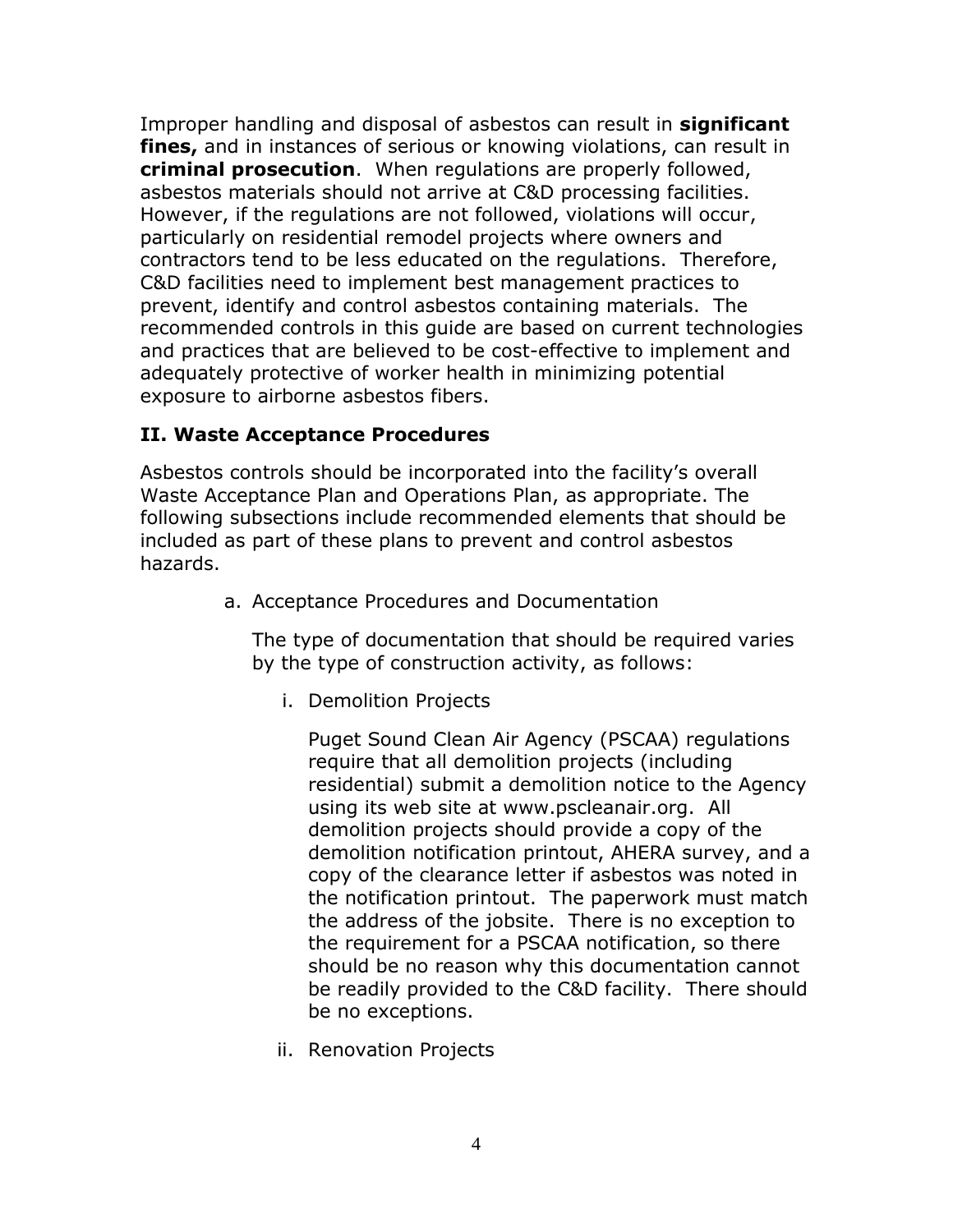Improper handling and disposal of asbestos can result in **significant fines,** and in instances of serious or knowing violations, can result in **criminal prosecution**. When regulations are properly followed, asbestos materials should not arrive at C&D processing facilities. However, if the regulations are not followed, violations will occur, particularly on residential remodel projects where owners and contractors tend to be less educated on the regulations. Therefore, C&D facilities need to implement best management practices to prevent, identify and control asbestos containing materials. The recommended controls in this guide are based on current technologies and practices that are believed to be cost-effective to implement and adequately protective of worker health in minimizing potential exposure to airborne asbestos fibers.

## II. Waste Acceptance Procedures

Asbestos controls should be incorporated into the facility's overall Waste Acceptance Plan and Operations Plan, as appropriate. The following subsections include recommended elements that should be included as part of these plans to prevent and control asbestos hazards.

a. Acceptance Procedures and Documentation

   The type of documentation that should be required varies by the type of construction activity, as follows:

   i. Demolition Projects

      Puget Sound Clean Air Agency (PSCAA) regulations require that all demolition projects (including residential) submit a demolition notice to the Agency using its web site at www.pscleanair.org. All demolition projects should provide a copy of the demolition notification printout, AHERA survey, and a copy of the clearance letter if asbestos was noted in the notification printout. The paperwork must match the address of the jobsite. There is no exception to the requirement for a PSCAA notification, so there should be no reason why this documentation cannot be readily provided to the C&D facility. There should be no exceptions.

   ii. Renovation Projects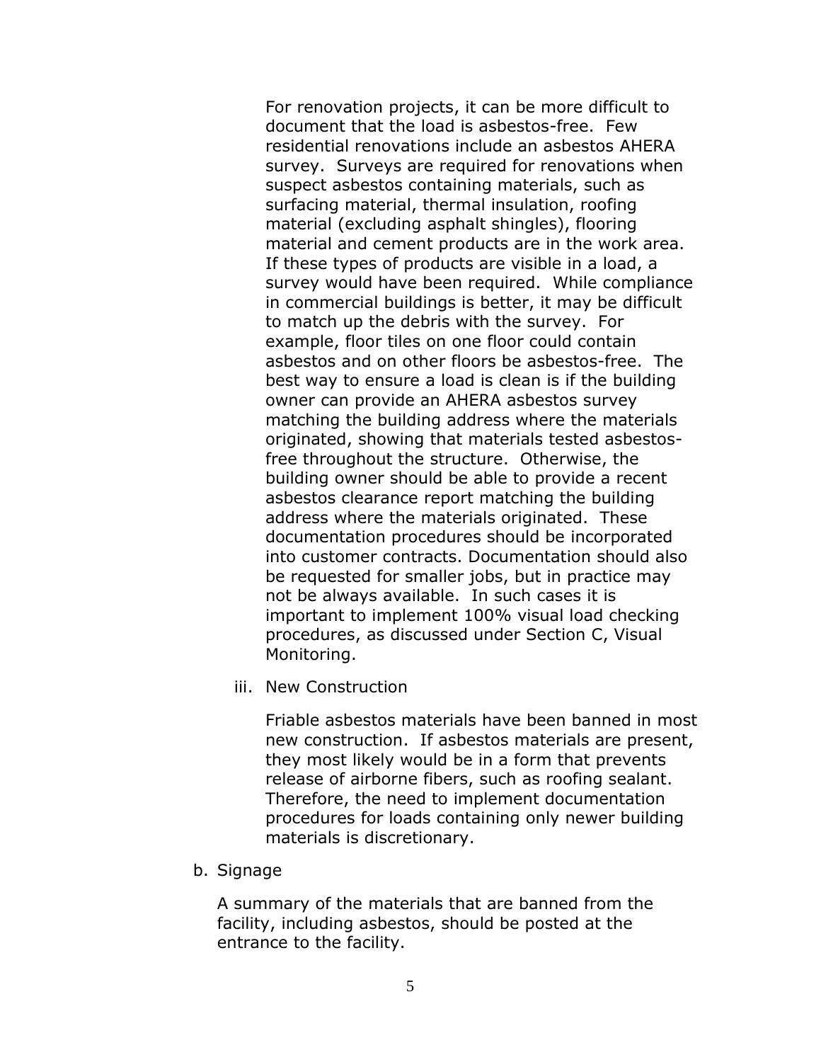For renovation projects, it can be more difficult to document that the load is asbestos-free. Few residential renovations include an asbestos AHERA survey. Surveys are required for renovations when suspect asbestos containing materials, such as surfacing material, thermal insulation, roofing material (excluding asphalt shingles), flooring material and cement products are in the work area. If these types of products are visible in a load, a survey would have been required. While compliance in commercial buildings is better, it may be difficult to match up the debris with the survey. For example, floor tiles on one floor could contain asbestos and on other floors be asbestos-free. The best way to ensure a load is clean is if the building owner can provide an AHERA asbestos survey matching the building address where the materials originated, showing that materials tested asbestos-free throughout the structure. Otherwise, the building owner should be able to provide a recent asbestos clearance report matching the building address where the materials originated. These documentation procedures should be incorporated into customer contracts. Documentation should also be requested for smaller jobs, but in practice may not be always available. In such cases it is important to implement 100% visual load checking procedures, as discussed under Section C, Visual Monitoring.

iii. New Construction

Friable asbestos materials have been banned in most new construction. If asbestos materials are present, they most likely would be in a form that prevents release of airborne fibers, such as roofing sealant. Therefore, the need to implement documentation procedures for loads containing only newer building materials is discretionary.

b. Signage

A summary of the materials that are banned from the facility, including asbestos, should be posted at the entrance to the facility.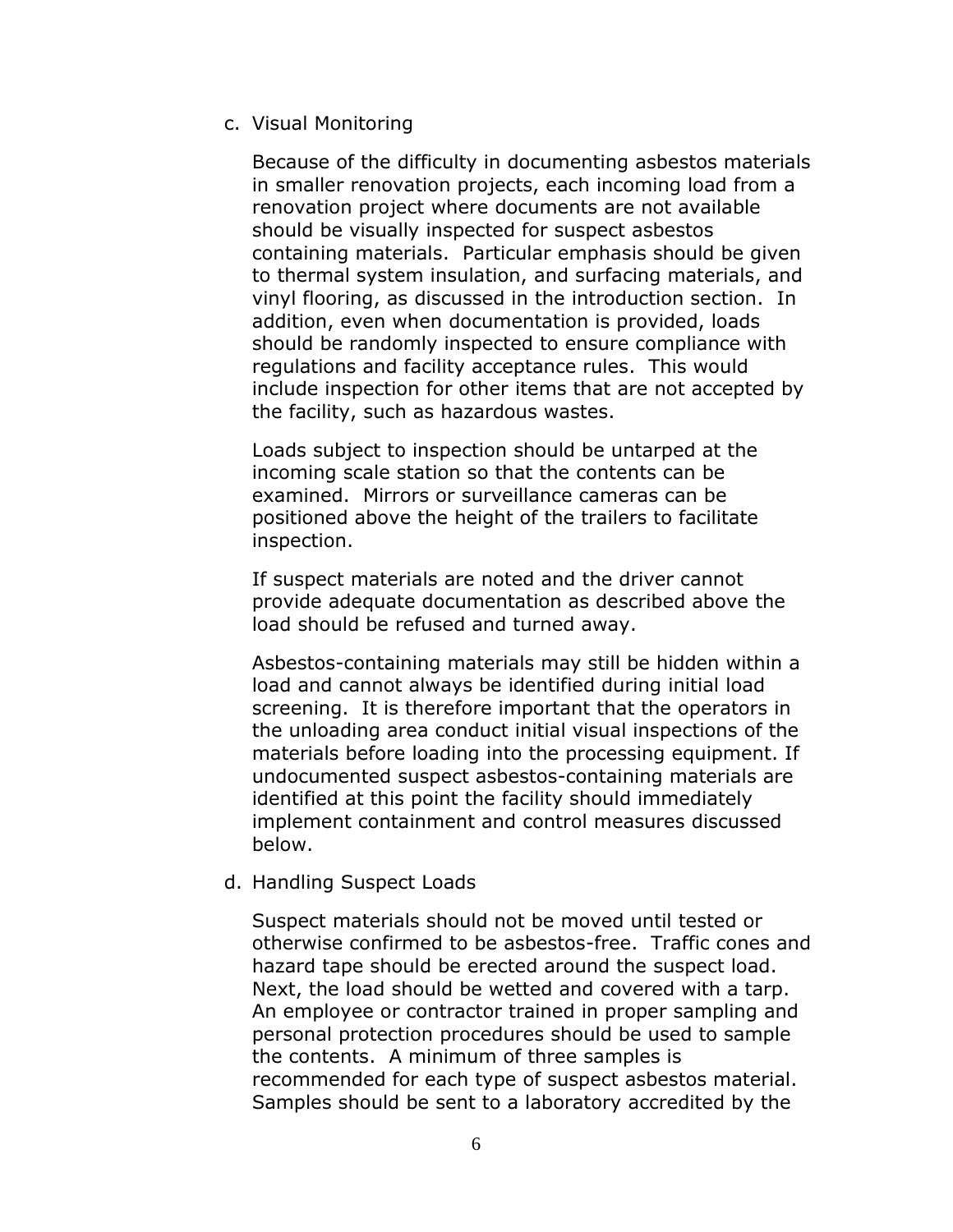c. Visual Monitoring

Because of the difficulty in documenting asbestos materials in smaller renovation projects, each incoming load from a renovation project where documents are not available should be visually inspected for suspect asbestos containing materials. Particular emphasis should be given to thermal system insulation, and surfacing materials, and vinyl flooring, as discussed in the introduction section. In addition, even when documentation is provided, loads should be randomly inspected to ensure compliance with regulations and facility acceptance rules. This would include inspection for other items that are not accepted by the facility, such as hazardous wastes.

Loads subject to inspection should be untarped at the incoming scale station so that the contents can be examined. Mirrors or surveillance cameras can be positioned above the height of the trailers to facilitate inspection.

If suspect materials are noted and the driver cannot provide adequate documentation as described above the load should be refused and turned away.

Asbestos-containing materials may still be hidden within a load and cannot always be identified during initial load screening. It is therefore important that the operators in the unloading area conduct initial visual inspections of the materials before loading into the processing equipment. If undocumented suspect asbestos-containing materials are identified at this point the facility should immediately implement containment and control measures discussed below.

d. Handling Suspect Loads

Suspect materials should not be moved until tested or otherwise confirmed to be asbestos-free. Traffic cones and hazard tape should be erected around the suspect load. Next, the load should be wetted and covered with a tarp. An employee or contractor trained in proper sampling and personal protection procedures should be used to sample the contents. A minimum of three samples is recommended for each type of suspect asbestos material. Samples should be sent to a laboratory accredited by the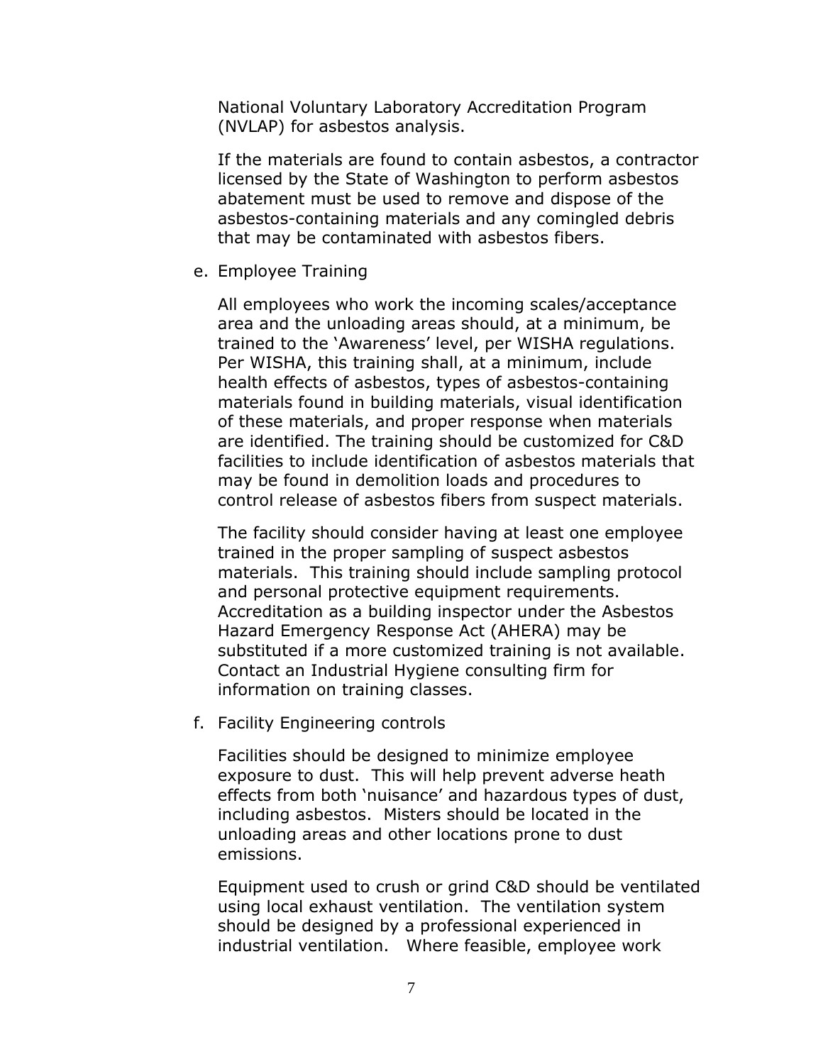National Voluntary Laboratory Accreditation Program (NVLAP) for asbestos analysis.

If the materials are found to contain asbestos, a contractor licensed by the State of Washington to perform asbestos abatement must be used to remove and dispose of the asbestos-containing materials and any comingled debris that may be contaminated with asbestos fibers.

e. Employee Training

All employees who work the incoming scales/acceptance area and the unloading areas should, at a minimum, be trained to the 'Awareness' level, per WISHA regulations. Per WISHA, this training shall, at a minimum, include health effects of asbestos, types of asbestos-containing materials found in building materials, visual identification of these materials, and proper response when materials are identified. The training should be customized for C&D facilities to include identification of asbestos materials that may be found in demolition loads and procedures to control release of asbestos fibers from suspect materials.

The facility should consider having at least one employee trained in the proper sampling of suspect asbestos materials. This training should include sampling protocol and personal protective equipment requirements. Accreditation as a building inspector under the Asbestos Hazard Emergency Response Act (AHERA) may be substituted if a more customized training is not available. Contact an Industrial Hygiene consulting firm for information on training classes.

f. Facility Engineering controls

Facilities should be designed to minimize employee exposure to dust. This will help prevent adverse heath effects from both 'nuisance' and hazardous types of dust, including asbestos. Misters should be located in the unloading areas and other locations prone to dust emissions.

Equipment used to crush or grind C&D should be ventilated using local exhaust ventilation. The ventilation system should be designed by a professional experienced in industrial ventilation. Where feasible, employee work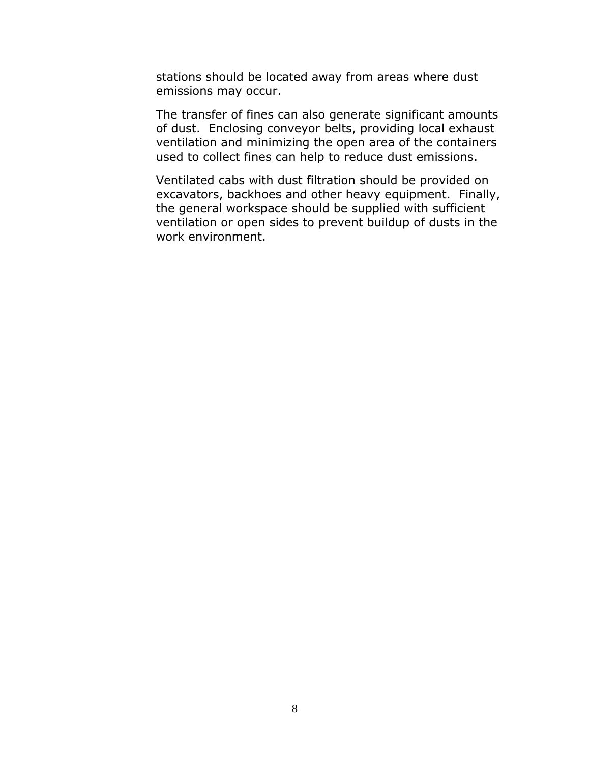stations should be located away from areas where dust emissions may occur.

The transfer of fines can also generate significant amounts of dust. Enclosing conveyor belts, providing local exhaust ventilation and minimizing the open area of the containers used to collect fines can help to reduce dust emissions.

Ventilated cabs with dust filtration should be provided on excavators, backhoes and other heavy equipment. Finally, the general workspace should be supplied with sufficient ventilation or open sides to prevent buildup of dusts in the work environment.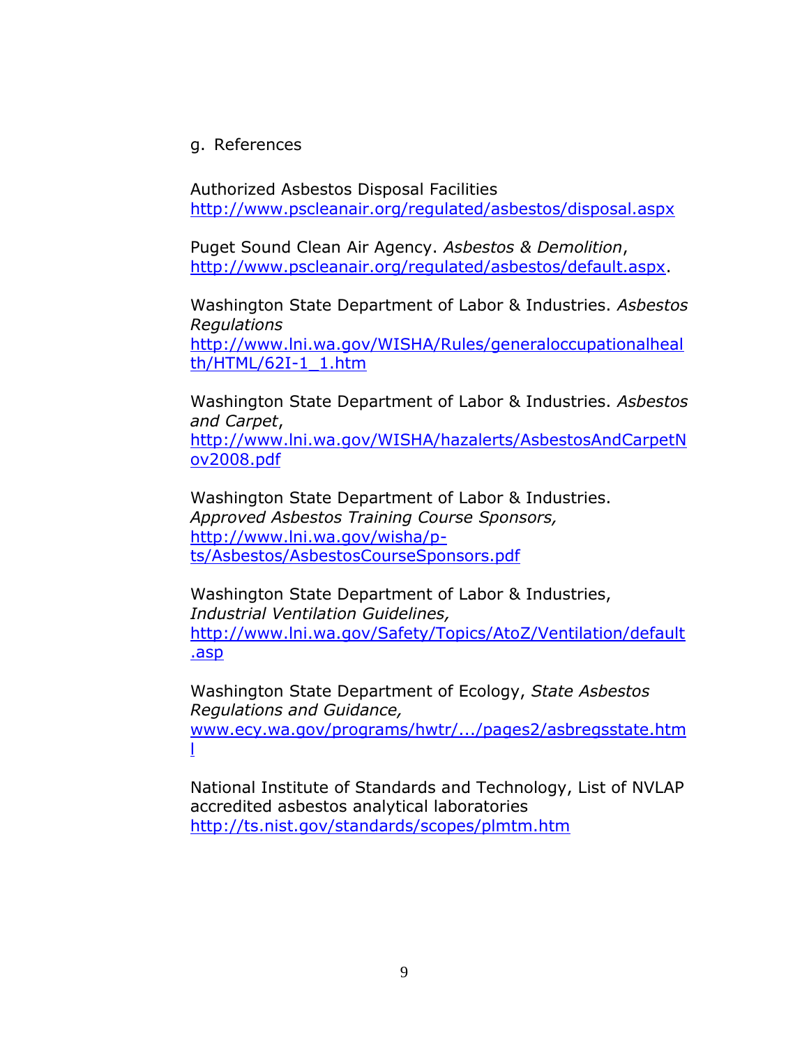g. References

Authorized Asbestos Disposal Facilities
http://www.pscleanair.org/regulated/asbestos/disposal.aspx

Puget Sound Clean Air Agency. *Asbestos & Demolition*, http://www.pscleanair.org/regulated/asbestos/default.aspx.

Washington State Department of Labor & Industries. *Asbestos Regulations*
http://www.lni.wa.gov/WISHA/Rules/generaloccupationalhealth/HTML/62I-1_1.htm

Washington State Department of Labor & Industries. *Asbestos and Carpet*,
http://www.lni.wa.gov/WISHA/hazalerts/AsbestosAndCarpetNov2008.pdf

Washington State Department of Labor & Industries. *Approved Asbestos Training Course Sponsors,*
http://www.lni.wa.gov/wisha/p-ts/Asbestos/AsbestosCourseSponsors.pdf

Washington State Department of Labor & Industries, *Industrial Ventilation Guidelines,*
http://www.lni.wa.gov/Safety/Topics/AtoZ/Ventilation/default.asp

Washington State Department of Ecology, *State Asbestos Regulations and Guidance,*
www.ecy.wa.gov/programs/hwtr/.../pages2/asbregsstate.html

National Institute of Standards and Technology, List of NVLAP accredited asbestos analytical laboratories
http://ts.nist.gov/standards/scopes/plmtm.htm